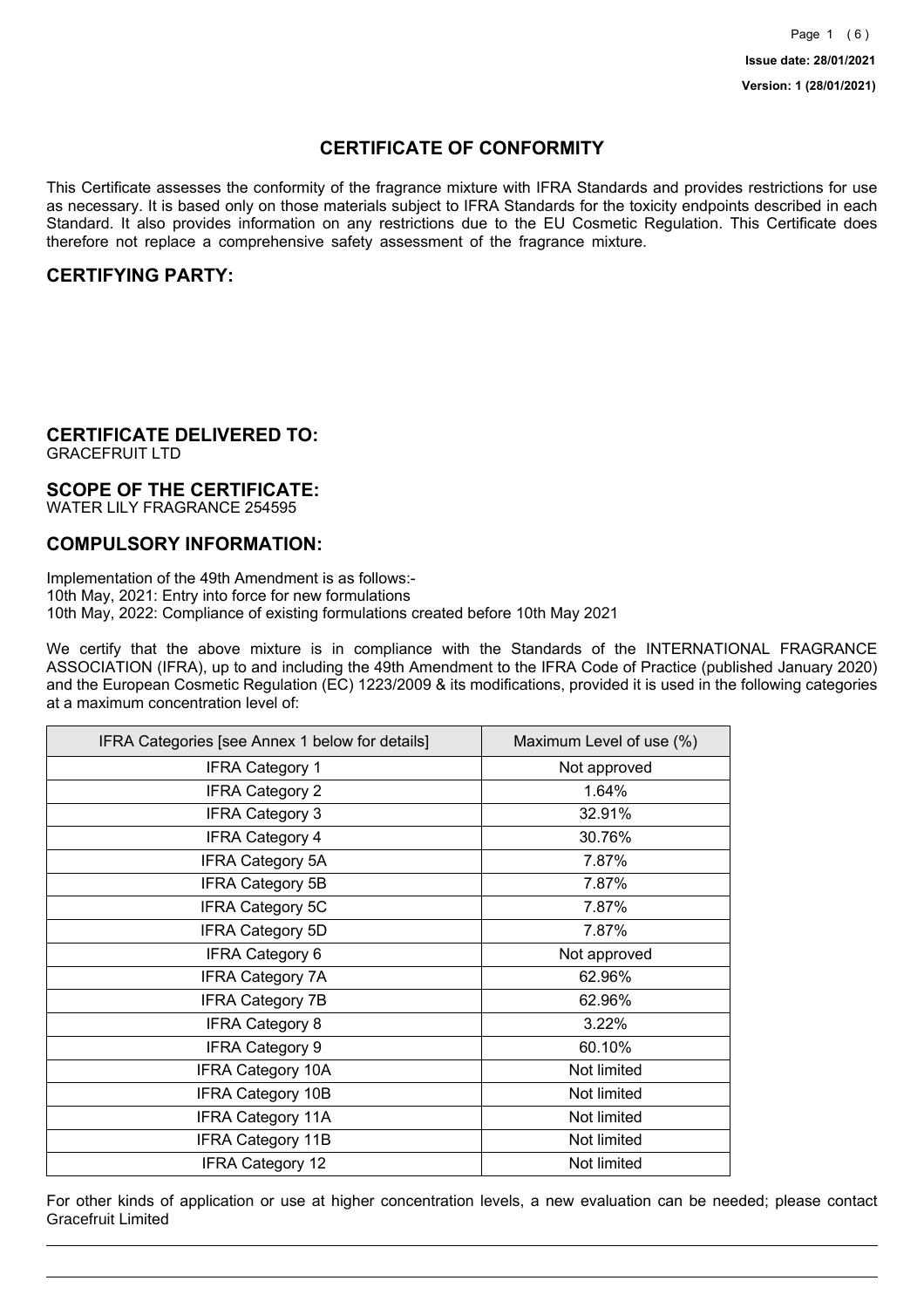Issue date: 28/01/2021

Version: 1 (28/01/2021)

# CERTIFICATE OF CONFORMITY

This Certificate assesses the conformity of the fragrance mixture with IFRA Standards and provides restrictions for use as necessary. It is based only on those materials subject to IFRA Standards for the toxicity endpoints described in each Standard. It also provides information on any restrictions due to the EU Cosmetic Regulation. This Certificate does therefore not replace a comprehensive safety assessment of the fragrance mixture.

## CERTIFYING PARTY:

## CERTIFICATE DELIVERED TO:

GRACEFRUIT LTD

## SCOPE OF THE CERTIFICATE:

WATER LILY FRAGRANCE 254595

## COMPULSORY INFORMATION:

Implementation of the 49th Amendment is as follows:-
10th May, 2021: Entry into force for new formulations
10th May, 2022: Compliance of existing formulations created before 10th May 2021

We certify that the above mixture is in compliance with the Standards of the INTERNATIONAL FRAGRANCE ASSOCIATION (IFRA), up to and including the 49th Amendment to the IFRA Code of Practice (published January 2020) and the European Cosmetic Regulation (EC) 1223/2009 & its modifications, provided it is used in the following categories at a maximum concentration level of:

| IFRA Categories [see Annex 1 below for details] | Maximum Level of use (%) |
|---|---|
| IFRA Category 1 | Not approved |
| IFRA Category 2 | 1.64% |
| IFRA Category 3 | 32.91% |
| IFRA Category 4 | 30.76% |
| IFRA Category 5A | 7.87% |
| IFRA Category 5B | 7.87% |
| IFRA Category 5C | 7.87% |
| IFRA Category 5D | 7.87% |
| IFRA Category 6 | Not approved |
| IFRA Category 7A | 62.96% |
| IFRA Category 7B | 62.96% |
| IFRA Category 8 | 3.22% |
| IFRA Category 9 | 60.10% |
| IFRA Category 10A | Not limited |
| IFRA Category 10B | Not limited |
| IFRA Category 11A | Not limited |
| IFRA Category 11B | Not limited |
| IFRA Category 12 | Not limited |

For other kinds of application or use at higher concentration levels, a new evaluation can be needed; please contact Gracefruit Limited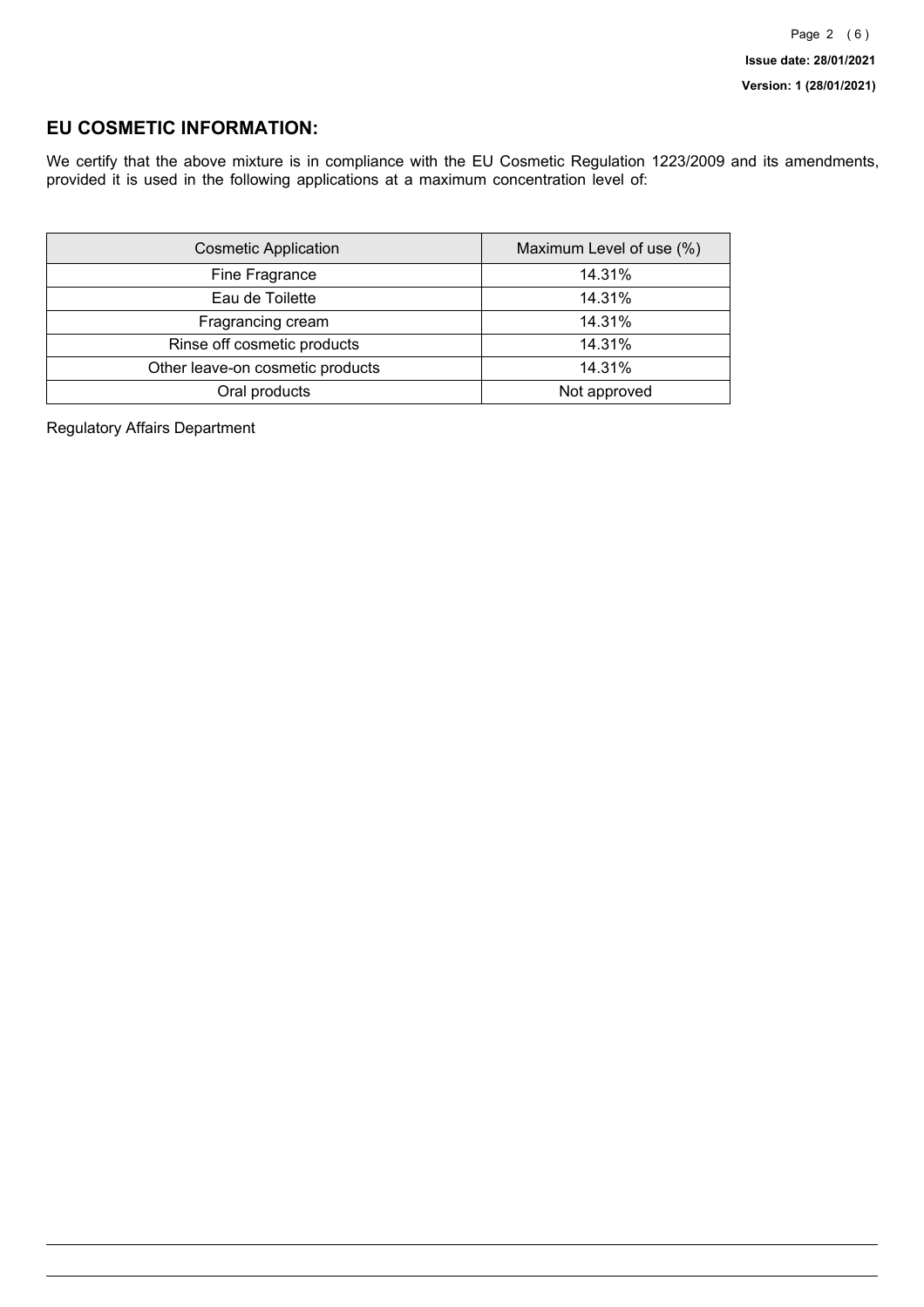## EU COSMETIC INFORMATION:

We certify that the above mixture is in compliance with the EU Cosmetic Regulation 1223/2009 and its amendments, provided it is used in the following applications at a maximum concentration level of:

| Cosmetic Application | Maximum Level of use (%) |
| --- | --- |
| Fine Fragrance | 14.31% |
| Eau de Toilette | 14.31% |
| Fragrancing cream | 14.31% |
| Rinse off cosmetic products | 14.31% |
| Other leave-on cosmetic products | 14.31% |
| Oral products | Not approved |

Regulatory Affairs Department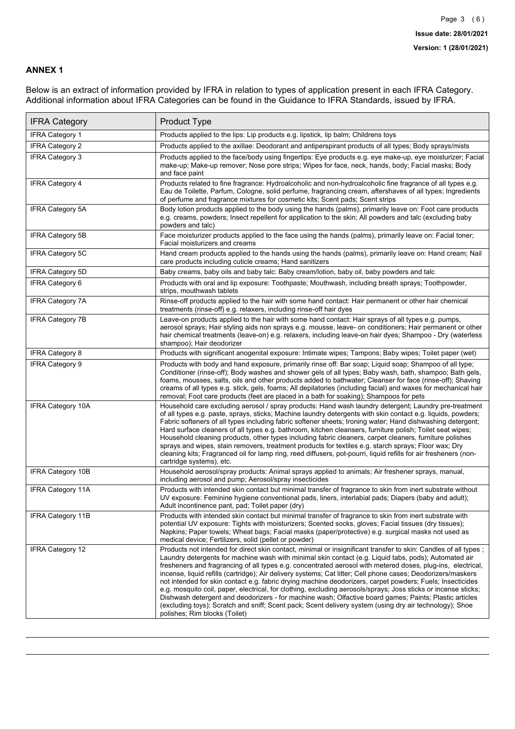## ANNEX 1

Below is an extract of information provided by IFRA in relation to types of application present in each IFRA Category. Additional information about IFRA Categories can be found in the Guidance to IFRA Standards, issued by IFRA.

| IFRA Category | Product Type |
|---|---|
| IFRA Category 1 | Products applied to the lips: Lip products e.g. lipstick, lip balm; Childrens toys |
| IFRA Category 2 | Products applied to the axillae: Deodorant and antiperspirant products of all types; Body sprays/mists |
| IFRA Category 3 | Products applied to the face/body using fingertips: Eye products e.g. eye make-up, eye moisturizer; Facial make-up; Make-up remover; Nose pore strips; Wipes for face, neck, hands, body; Facial masks; Body and face paint |
| IFRA Category 4 | Products related to fine fragrance: Hydroalcoholic and non-hydroalcoholic fine fragrance of all types e.g. Eau de Toilette, Parfum, Cologne, solid perfume, fragrancing cream, aftershaves of all types; Ingredients of perfume and fragrance mixtures for cosmetic kits; Scent pads; Scent strips |
| IFRA Category 5A | Body lotion products applied to the body using the hands (palms), primarily leave on: Foot care products e.g. creams, powders; Insect repellent for application to the skin; All powders and talc (excluding baby powders and talc) |
| IFRA Category 5B | Face moisturizer products applied to the face using the hands (palms), primarily leave on: Facial toner; Facial moisturizers and creams |
| IFRA Category 5C | Hand cream products applied to the hands using the hands (palms), primarily leave on: Hand cream; Nail care products including cuticle creams; Hand sanitizers |
| IFRA Category 5D | Baby creams, baby oils and baby talc: Baby cream/lotion, baby oil, baby powders and talc |
| IFRA Category 6 | Products with oral and lip exposure: Toothpaste; Mouthwash, including breath sprays; Toothpowder, strips, mouthwash tablets |
| IFRA Category 7A | Rinse-off products applied to the hair with some hand contact: Hair permanent or other hair chemical treatments (rinse-off) e.g. relaxers, including rinse-off hair dyes |
| IFRA Category 7B | Leave-on products applied to the hair with some hand contact: Hair sprays of all types e.g. pumps, aerosol sprays; Hair styling aids non sprays e.g. mousse, leave- on conditioners; Hair permanent or other hair chemical treatments (leave-on) e.g. relaxers, including leave-on hair dyes; Shampoo - Dry (waterless shampoo); Hair deodorizer |
| IFRA Category 8 | Products with significant anogenital exposure: Intimate wipes; Tampons; Baby wipes; Toilet paper (wet) |
| IFRA Category 9 | Products with body and hand exposure, primarily rinse off: Bar soap; Liquid soap; Shampoo of all type; Conditioner (rinse-off); Body washes and shower gels of all types; Baby wash, bath, shampoo; Bath gels, foams, mousses, salts, oils and other products added to bathwater; Cleanser for face (rinse-off); Shaving creams of all types e.g. stick, gels, foams; All depilatories (including facial) and waxes for mechanical hair removal; Foot care products (feet are placed in a bath for soaking); Shampoos for pets |
| IFRA Category 10A | Household care excluding aerosol / spray products: Hand wash laundry detergent; Laundry pre-treatment of all types e.g. paste, sprays, sticks; Machine laundry detergents with skin contact e.g. liquids, powders; Fabric softeners of all types including fabric softener sheets; Ironing water; Hand dishwashing detergent; Hard surface cleaners of all types e.g. bathroom, kitchen cleansers, furniture polish; Toilet seat wipes; Household cleaning products, other types including fabric cleaners, carpet cleaners, furniture polishes sprays and wipes, stain removers, treatment products for textiles e.g. starch sprays; Floor wax; Dry cleaning kits; Fragranced oil for lamp ring, reed diffusers, pot-pourri, liquid refills for air fresheners (non-cartridge systems), etc. |
| IFRA Category 10B | Household aerosol/spray products: Animal sprays applied to animals; Air freshener sprays, manual, including aerosol and pump; Aerosol/spray insecticides |
| IFRA Category 11A | Products with intended skin contact but minimal transfer of fragrance to skin from inert substrate without UV exposure: Feminine hygiene conventional pads, liners, interlabial pads; Diapers (baby and adult); Adult incontinence pant, pad; Toilet paper (dry) |
| IFRA Category 11B | Products with intended skin contact but minimal transfer of fragrance to skin from inert substrate with potential UV exposure: Tights with moisturizers; Scented socks, gloves; Facial tissues (dry tissues); Napkins; Paper towels; Wheat bags; Facial masks (paper/protective) e.g. surgical masks not used as medical device; Fertilizers, solid (pellet or powder) |
| IFRA Category 12 | Products not intended for direct skin contact, minimal or insignificant transfer to skin: Candles of all types ; Laundry detergents for machine wash with minimal skin contact (e.g. Liquid tabs, pods); Automated air fresheners and fragrancing of all types e.g. concentrated aerosol with metered doses, plug-ins, electrical, incense, liquid refills (cartridge); Air delivery systems; Cat litter; Cell phone cases; Deodorizers/maskers not intended for skin contact e.g. fabric drying machine deodorizers, carpet powders; Fuels; Insecticides e.g. mosquito coil, paper, electrical, for clothing, excluding aerosols/sprays; Joss sticks or incense sticks; Dishwash detergent and deodorizers - for machine wash; Olfactive board games; Paints; Plastic articles (excluding toys); Scratch and sniff; Scent pack; Scent delivery system (using dry air technology); Shoe polishes; Rim blocks (Toilet) |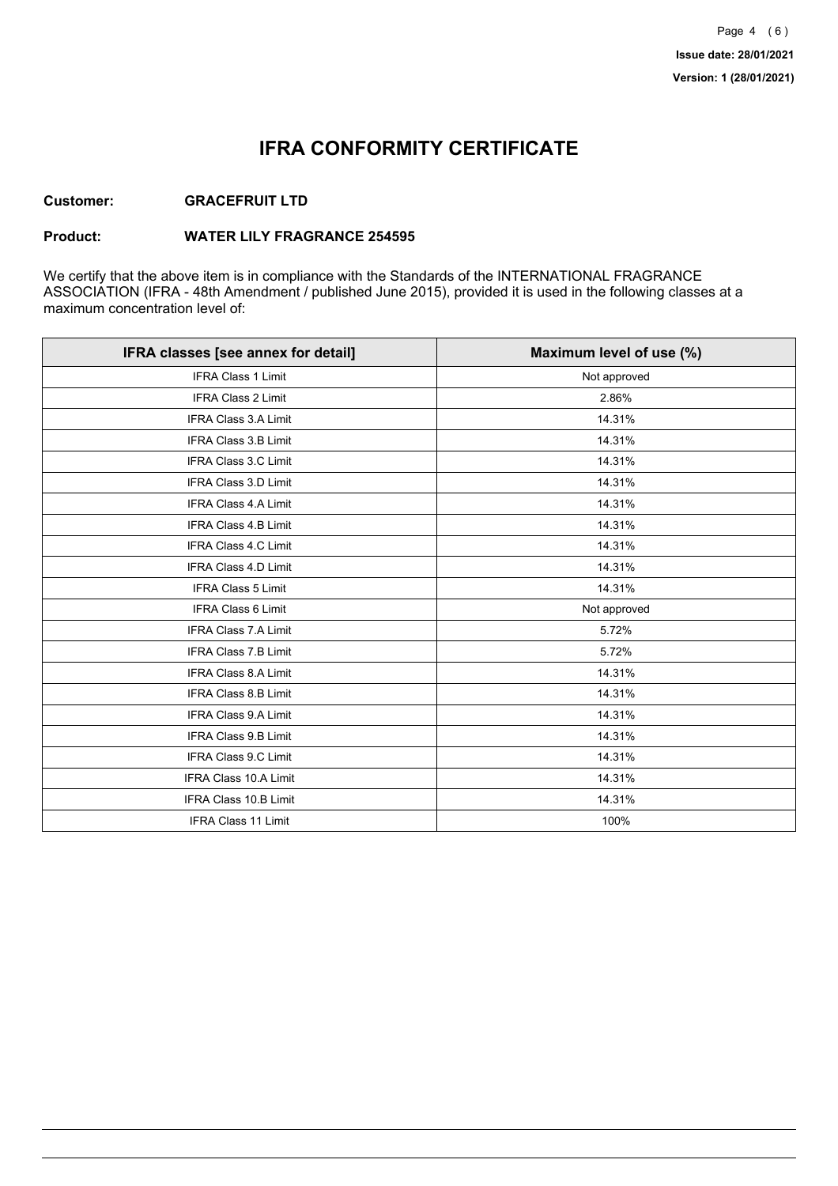# IFRA CONFORMITY CERTIFICATE

**Customer:** **GRACEFRUIT LTD**

**Product:** **WATER LILY FRAGRANCE 254595**

We certify that the above item is in compliance with the Standards of the INTERNATIONAL FRAGRANCE ASSOCIATION (IFRA - 48th Amendment / published June 2015), provided it is used in the following classes at a maximum concentration level of:

| IFRA classes [see annex for detail] | Maximum level of use (%) |
| --- | --- |
| IFRA Class 1 Limit | Not approved |
| IFRA Class 2 Limit | 2.86% |
| IFRA Class 3.A Limit | 14.31% |
| IFRA Class 3.B Limit | 14.31% |
| IFRA Class 3.C Limit | 14.31% |
| IFRA Class 3.D Limit | 14.31% |
| IFRA Class 4.A Limit | 14.31% |
| IFRA Class 4.B Limit | 14.31% |
| IFRA Class 4.C Limit | 14.31% |
| IFRA Class 4.D Limit | 14.31% |
| IFRA Class 5 Limit | 14.31% |
| IFRA Class 6 Limit | Not approved |
| IFRA Class 7.A Limit | 5.72% |
| IFRA Class 7.B Limit | 5.72% |
| IFRA Class 8.A Limit | 14.31% |
| IFRA Class 8.B Limit | 14.31% |
| IFRA Class 9.A Limit | 14.31% |
| IFRA Class 9.B Limit | 14.31% |
| IFRA Class 9.C Limit | 14.31% |
| IFRA Class 10.A Limit | 14.31% |
| IFRA Class 10.B Limit | 14.31% |
| IFRA Class 11 Limit | 100% |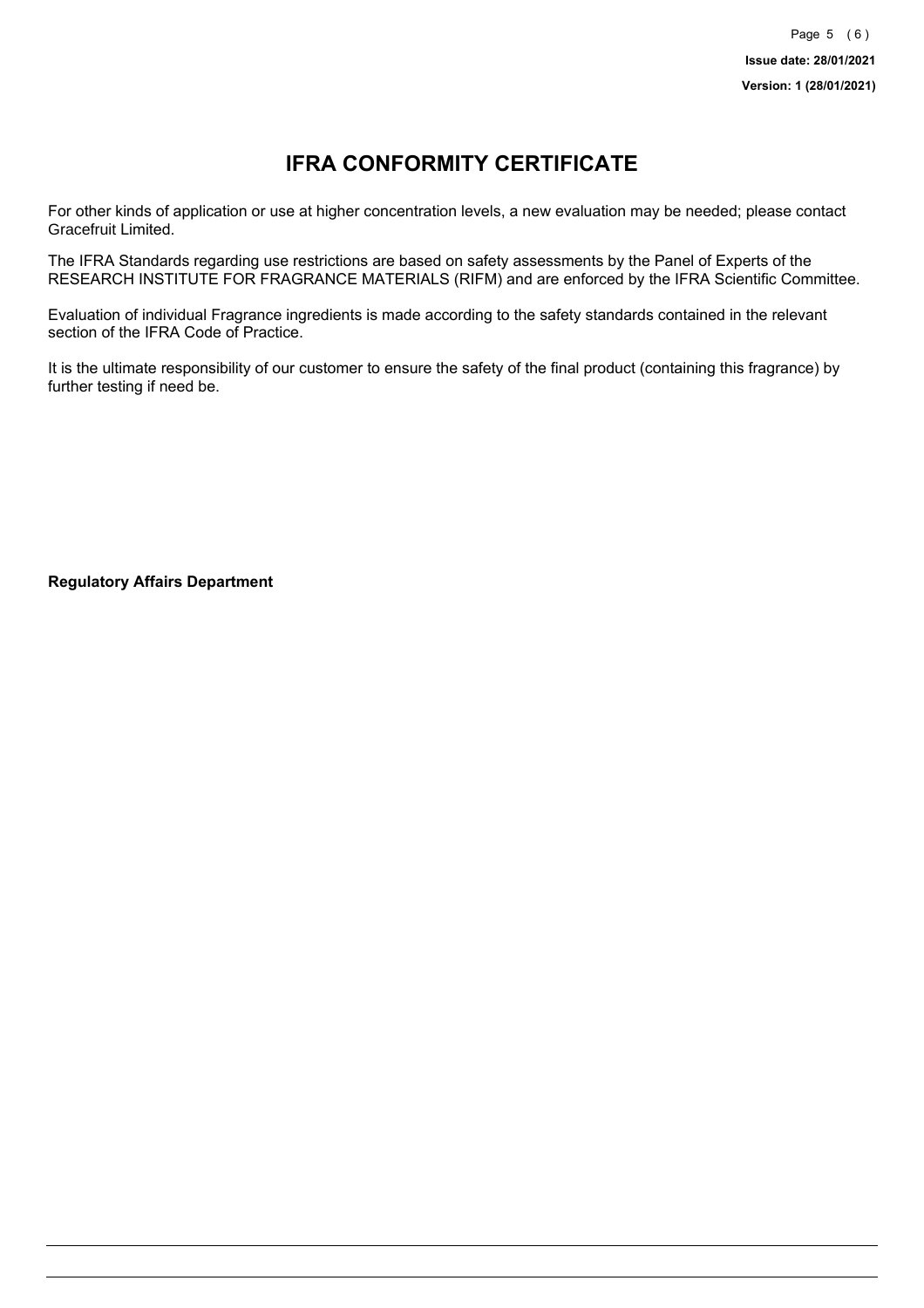# IFRA CONFORMITY CERTIFICATE

For other kinds of application or use at higher concentration levels, a new evaluation may be needed; please contact Gracefruit Limited.

The IFRA Standards regarding use restrictions are based on safety assessments by the Panel of Experts of the RESEARCH INSTITUTE FOR FRAGRANCE MATERIALS (RIFM) and are enforced by the IFRA Scientific Committee.

Evaluation of individual Fragrance ingredients is made according to the safety standards contained in the relevant section of the IFRA Code of Practice.

It is the ultimate responsibility of our customer to ensure the safety of the final product (containing this fragrance) by further testing if need be.

**Regulatory Affairs Department**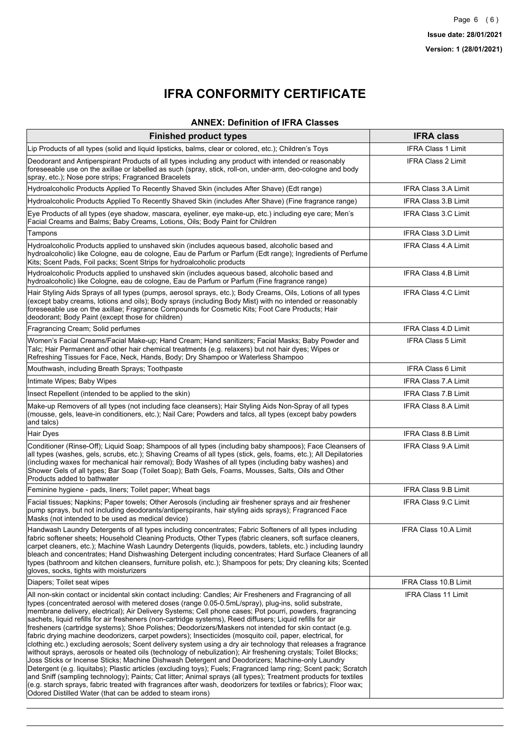**Issue date: 28/01/2021**

**Version: 1 (28/01/2021)**

# IFRA CONFORMITY CERTIFICATE

### ANNEX: Definition of IFRA Classes

| Finished product types | IFRA class |
|---|---|
| Lip Products of all types (solid and liquid lipsticks, balms, clear or colored, etc.); Children's Toys | IFRA Class 1 Limit |
| Deodorant and Antiperspirant Products of all types including any product with intended or reasonably foreseeable use on the axillae or labelled as such (spray, stick, roll-on, under-arm, deo-cologne and body spray, etc.); Nose pore strips; Fragranced Bracelets | IFRA Class 2 Limit |
| Hydroalcoholic Products Applied To Recently Shaved Skin (includes After Shave) (Edt range) | IFRA Class 3.A Limit |
| Hydroalcoholic Products Applied To Recently Shaved Skin (includes After Shave) (Fine fragrance range) | IFRA Class 3.B Limit |
| Eye Products of all types (eye shadow, mascara, eyeliner, eye make-up, etc.) including eye care; Men's Facial Creams and Balms; Baby Creams, Lotions, Oils; Body Paint for Children | IFRA Class 3.C Limit |
| Tampons | IFRA Class 3.D Limit |
| Hydroalcoholic Products applied to unshaved skin (includes aqueous based, alcoholic based and hydroalcoholic) like Cologne, eau de cologne, Eau de Parfum or Parfum (Edt range); Ingredients of Perfume Kits; Scent Pads, Foil packs; Scent Strips for hydroalcoholic products | IFRA Class 4.A Limit |
| Hydroalcoholic Products applied to unshaved skin (includes aqueous based, alcoholic based and hydroalcoholic) like Cologne, eau de cologne, Eau de Parfum or Parfum (Fine fragrance range) | IFRA Class 4.B Limit |
| Hair Styling Aids Sprays of all types (pumps, aerosol sprays, etc.); Body Creams, Oils, Lotions of all types (except baby creams, lotions and oils); Body sprays (including Body Mist) with no intended or reasonably foreseeable use on the axillae; Fragrance Compounds for Cosmetic Kits; Foot Care Products; Hair deodorant; Body Paint (except those for children) | IFRA Class 4.C Limit |
| Fragrancing Cream; Solid perfumes | IFRA Class 4.D Limit |
| Women's Facial Creams/Facial Make-up; Hand Cream; Hand sanitizers; Facial Masks; Baby Powder and Talc; Hair Permanent and other hair chemical treatments (e.g. relaxers) but not hair dyes; Wipes or Refreshing Tissues for Face, Neck, Hands, Body; Dry Shampoo or Waterless Shampoo | IFRA Class 5 Limit |
| Mouthwash, including Breath Sprays; Toothpaste | IFRA Class 6 Limit |
| Intimate Wipes; Baby Wipes | IFRA Class 7.A Limit |
| Insect Repellent (intended to be applied to the skin) | IFRA Class 7.B Limit |
| Make-up Removers of all types (not including face cleansers); Hair Styling Aids Non-Spray of all types (mousse, gels, leave-in conditioners, etc.); Nail Care; Powders and talcs, all types (except baby powders and talcs) | IFRA Class 8.A Limit |
| Hair Dyes | IFRA Class 8.B Limit |
| Conditioner (Rinse-Off); Liquid Soap; Shampoos of all types (including baby shampoos); Face Cleansers of all types (washes, gels, scrubs, etc.); Shaving Creams of all types (stick, gels, foams, etc.); All Depilatories (including waxes for mechanical hair removal); Body Washes of all types (including baby washes) and Shower Gels of all types; Bar Soap (Toilet Soap); Bath Gels, Foams, Mousses, Salts, Oils and Other Products added to bathwater | IFRA Class 9.A Limit |
| Feminine hygiene - pads, liners; Toilet paper; Wheat bags | IFRA Class 9.B Limit |
| Facial tissues; Napkins; Paper towels; Other Aerosols (including air freshener sprays and air freshener pump sprays, but not including deodorants/antiperspirants, hair styling aids sprays); Fragranced Face Masks (not intended to be used as medical device) | IFRA Class 9.C Limit |
| Handwash Laundry Detergents of all types including concentrates; Fabric Softeners of all types including fabric softener sheets; Household Cleaning Products, Other Types (fabric cleaners, soft surface cleaners, carpet cleaners, etc.); Machine Wash Laundry Detergents (liquids, powders, tablets, etc.) including laundry bleach and concentrates; Hand Dishwashing Detergent including concentrates; Hard Surface Cleaners of all types (bathroom and kitchen cleansers, furniture polish, etc.); Shampoos for pets; Dry cleaning kits; Scented gloves, socks, tights with moisturizers | IFRA Class 10.A Limit |
| Diapers; Toilet seat wipes | IFRA Class 10.B Limit |
| All non-skin contact or incidental skin contact including: Candles; Air Fresheners and Fragrancing of all types (concentrated aerosol with metered doses (range 0.05-0.5mL/spray), plug-ins, solid substrate, membrane delivery, electrical); Air Delivery Systems; Cell phone cases; Pot pourri, powders, fragrancing sachets, liquid refills for air fresheners (non-cartridge systems), Reed diffusers; Liquid refills for air fresheners (cartridge systems); Shoe Polishes; Deodorizers/Maskers not intended for skin contact (e.g. fabric drying machine deodorizers, carpet powders); Insecticides (mosquito coil, paper, electrical, for clothing etc.) excluding aerosols; Scent delivery system using a dry air technology that releases a fragrance without sprays, aerosols or heated oils (technology of nebulization); Air freshening crystals; Toilet Blocks; Joss Sticks or Incense Sticks; Machine Dishwash Detergent and Deodorizers; Machine-only Laundry Detergent (e.g. liquitabs); Plastic articles (excluding toys); Fuels; Fragranced lamp ring; Scent pack; Scratch and Sniff (sampling technology); Paints; Cat litter; Animal sprays (all types); Treatment products for textiles (e.g. starch sprays, fabric treated with fragrances after wash, deodorizers for textiles or fabrics); Floor wax; Odored Distilled Water (that can be added to steam irons) | IFRA Class 11 Limit |